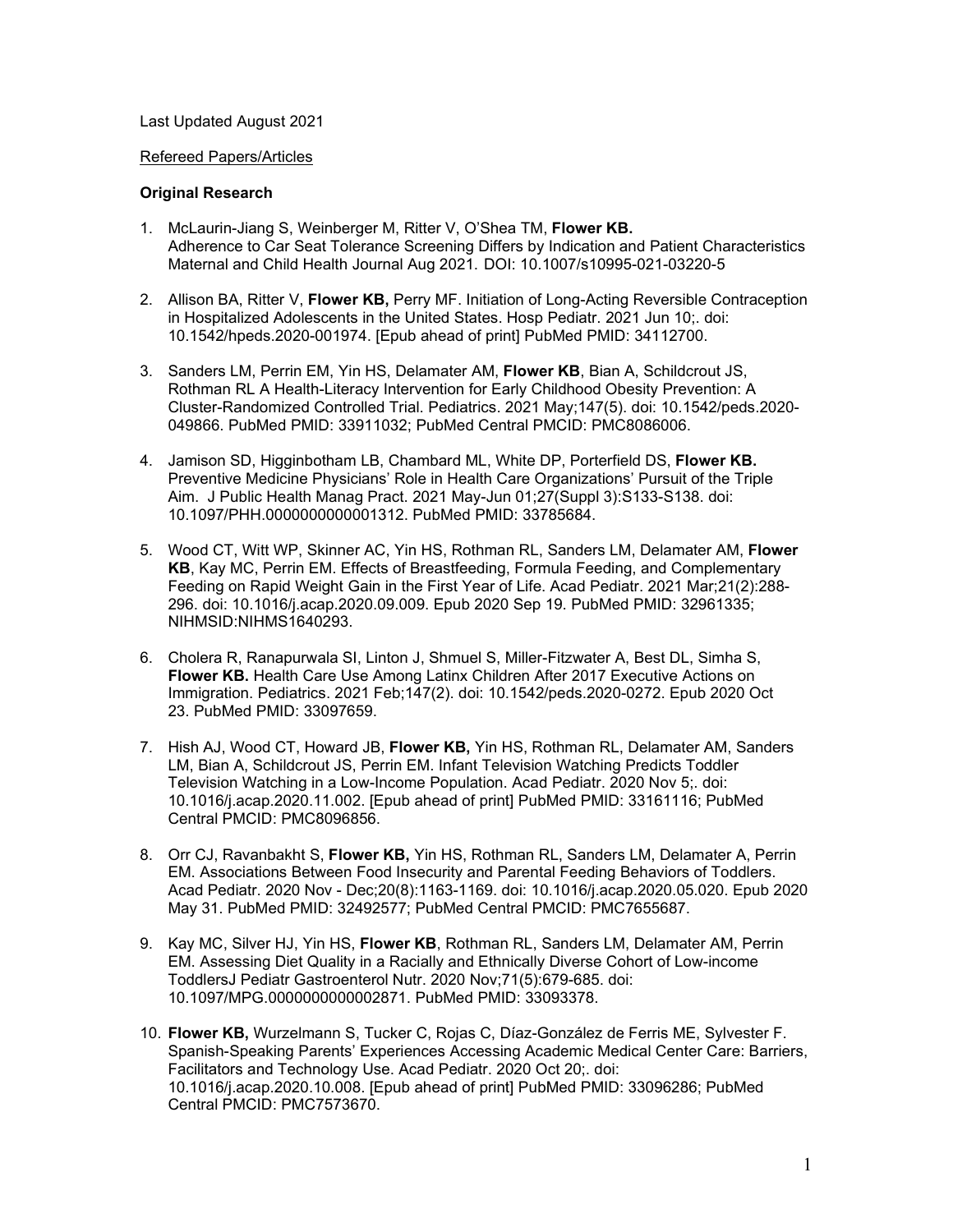Last Updated August 2021

Refereed Papers/Articles

**Original Research**

1. McLaurin-Jiang S, Weinberger M, Ritter V, O'Shea TM, **Flower KB.** Adherence to Car Seat Tolerance Screening Differs by Indication and Patient Characteristics Maternal and Child Health Journal Aug 2021. DOI: 10.1007/s10995-021-03220-5

2. Allison BA, Ritter V, **Flower KB,** Perry MF. Initiation of Long-Acting Reversible Contraception in Hospitalized Adolescents in the United States. Hosp Pediatr. 2021 Jun 10;. doi: 10.1542/hpeds.2020-001974. [Epub ahead of print] PubMed PMID: 34112700.

3. Sanders LM, Perrin EM, Yin HS, Delamater AM, **Flower KB**, Bian A, Schildcrout JS, Rothman RL A Health-Literacy Intervention for Early Childhood Obesity Prevention: A Cluster-Randomized Controlled Trial. Pediatrics. 2021 May;147(5). doi: 10.1542/peds.2020-049866. PubMed PMID: 33911032; PubMed Central PMCID: PMC8086006.

4. Jamison SD, Higginbotham LB, Chambard ML, White DP, Porterfield DS, **Flower KB.** Preventive Medicine Physicians' Role in Health Care Organizations' Pursuit of the Triple Aim. J Public Health Manag Pract. 2021 May-Jun 01;27(Suppl 3):S133-S138. doi: 10.1097/PHH.0000000000001312. PubMed PMID: 33785684.

5. Wood CT, Witt WP, Skinner AC, Yin HS, Rothman RL, Sanders LM, Delamater AM, **Flower KB**, Kay MC, Perrin EM. Effects of Breastfeeding, Formula Feeding, and Complementary Feeding on Rapid Weight Gain in the First Year of Life. Acad Pediatr. 2021 Mar;21(2):288-296. doi: 10.1016/j.acap.2020.09.009. Epub 2020 Sep 19. PubMed PMID: 32961335; NIHMSID:NIHMS1640293.

6. Cholera R, Ranapurwala SI, Linton J, Shmuel S, Miller-Fitzwater A, Best DL, Simha S, **Flower KB.** Health Care Use Among Latinx Children After 2017 Executive Actions on Immigration. Pediatrics. 2021 Feb;147(2). doi: 10.1542/peds.2020-0272. Epub 2020 Oct 23. PubMed PMID: 33097659.

7. Hish AJ, Wood CT, Howard JB, **Flower KB,** Yin HS, Rothman RL, Delamater AM, Sanders LM, Bian A, Schildcrout JS, Perrin EM. Infant Television Watching Predicts Toddler Television Watching in a Low-Income Population. Acad Pediatr. 2020 Nov 5;. doi: 10.1016/j.acap.2020.11.002. [Epub ahead of print] PubMed PMID: 33161116; PubMed Central PMCID: PMC8096856.

8. Orr CJ, Ravanbakht S, **Flower KB,** Yin HS, Rothman RL, Sanders LM, Delamater A, Perrin EM. Associations Between Food Insecurity and Parental Feeding Behaviors of Toddlers. Acad Pediatr. 2020 Nov - Dec;20(8):1163-1169. doi: 10.1016/j.acap.2020.05.020. Epub 2020 May 31. PubMed PMID: 32492577; PubMed Central PMCID: PMC7655687.

9. Kay MC, Silver HJ, Yin HS, **Flower KB**, Rothman RL, Sanders LM, Delamater AM, Perrin EM. Assessing Diet Quality in a Racially and Ethnically Diverse Cohort of Low-income ToddlersJ Pediatr Gastroenterol Nutr. 2020 Nov;71(5):679-685. doi: 10.1097/MPG.0000000000002871. PubMed PMID: 33093378.

10. **Flower KB,** Wurzelmann S, Tucker C, Rojas C, Díaz-González de Ferris ME, Sylvester F. Spanish-Speaking Parents' Experiences Accessing Academic Medical Center Care: Barriers, Facilitators and Technology Use. Acad Pediatr. 2020 Oct 20;. doi: 10.1016/j.acap.2020.10.008. [Epub ahead of print] PubMed PMID: 33096286; PubMed Central PMCID: PMC7573670.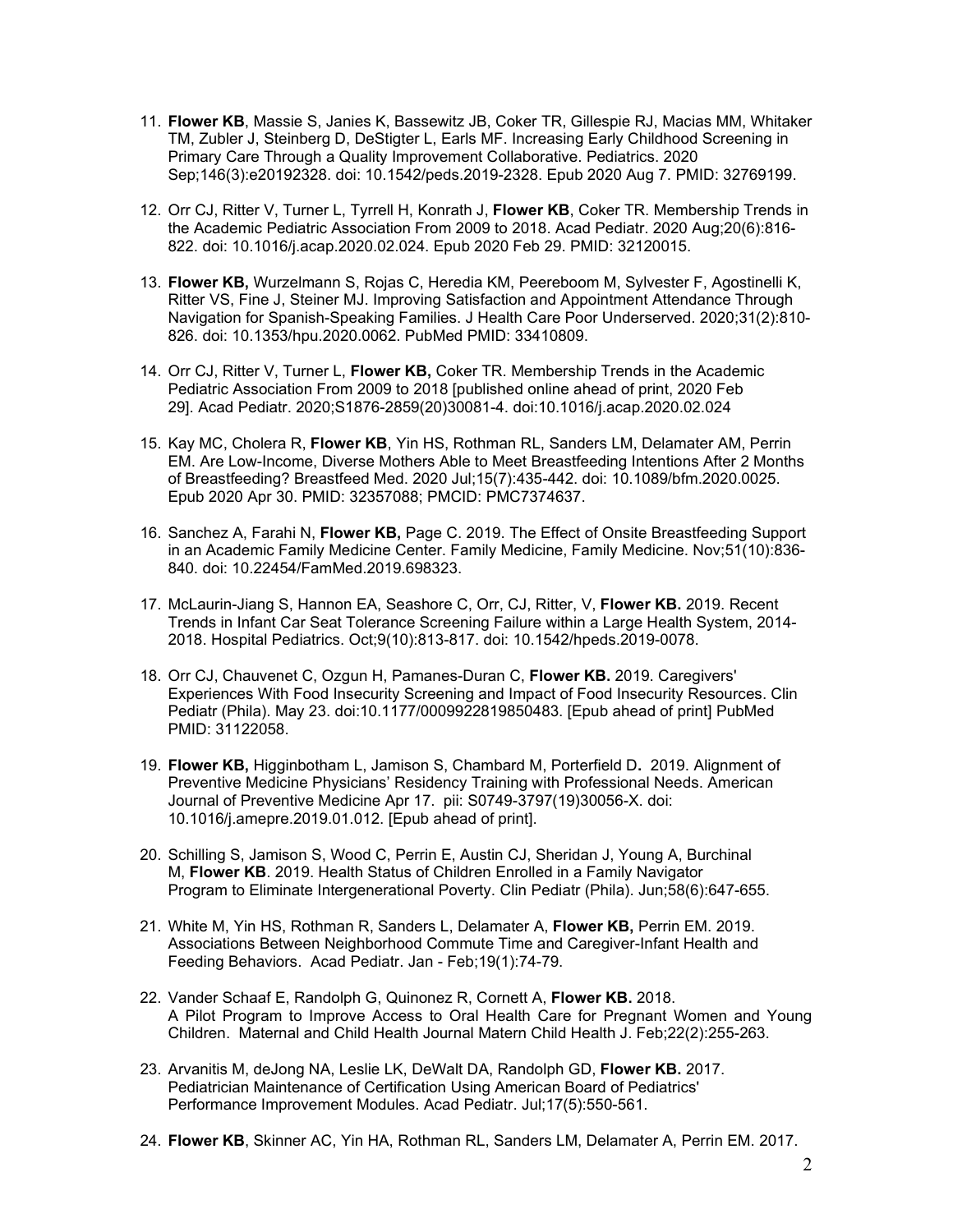11. **Flower KB**, Massie S, Janies K, Bassewitz JB, Coker TR, Gillespie RJ, Macias MM, Whitaker TM, Zubler J, Steinberg D, DeStigter L, Earls MF. Increasing Early Childhood Screening in Primary Care Through a Quality Improvement Collaborative. Pediatrics. 2020 Sep;146(3):e20192328. doi: 10.1542/peds.2019-2328. Epub 2020 Aug 7. PMID: 32769199.

12. Orr CJ, Ritter V, Turner L, Tyrrell H, Konrath J, **Flower KB**, Coker TR. Membership Trends in the Academic Pediatric Association From 2009 to 2018. Acad Pediatr. 2020 Aug;20(6):816-822. doi: 10.1016/j.acap.2020.02.024. Epub 2020 Feb 29. PMID: 32120015.

13. **Flower KB,** Wurzelmann S, Rojas C, Heredia KM, Peereboom M, Sylvester F, Agostinelli K, Ritter VS, Fine J, Steiner MJ. Improving Satisfaction and Appointment Attendance Through Navigation for Spanish-Speaking Families. J Health Care Poor Underserved. 2020;31(2):810-826. doi: 10.1353/hpu.2020.0062. PubMed PMID: 33410809.

14. Orr CJ, Ritter V, Turner L, **Flower KB,** Coker TR. Membership Trends in the Academic Pediatric Association From 2009 to 2018 [published online ahead of print, 2020 Feb 29]. Acad Pediatr. 2020;S1876-2859(20)30081-4. doi:10.1016/j.acap.2020.02.024

15. Kay MC, Cholera R, **Flower KB**, Yin HS, Rothman RL, Sanders LM, Delamater AM, Perrin EM. Are Low-Income, Diverse Mothers Able to Meet Breastfeeding Intentions After 2 Months of Breastfeeding? Breastfeed Med. 2020 Jul;15(7):435-442. doi: 10.1089/bfm.2020.0025. Epub 2020 Apr 30. PMID: 32357088; PMCID: PMC7374637.

16. Sanchez A, Farahi N, **Flower KB,** Page C. 2019. The Effect of Onsite Breastfeeding Support in an Academic Family Medicine Center. Family Medicine, Family Medicine. Nov;51(10):836-840. doi: 10.22454/FamMed.2019.698323.

17. McLaurin-Jiang S, Hannon EA, Seashore C, Orr, CJ, Ritter, V, **Flower KB.** 2019. Recent Trends in Infant Car Seat Tolerance Screening Failure within a Large Health System, 2014-2018. Hospital Pediatrics. Oct;9(10):813-817. doi: 10.1542/hpeds.2019-0078.

18. Orr CJ, Chauvenet C, Ozgun H, Pamanes-Duran C, **Flower KB.** 2019. Caregivers' Experiences With Food Insecurity Screening and Impact of Food Insecurity Resources. Clin Pediatr (Phila). May 23. doi:10.1177/0009922819850483. [Epub ahead of print] PubMed PMID: 31122058.

19. **Flower KB,** Higginbotham L, Jamison S, Chambard M, Porterfield D**.** 2019. Alignment of Preventive Medicine Physicians' Residency Training with Professional Needs. American Journal of Preventive Medicine Apr 17. pii: S0749-3797(19)30056-X. doi: 10.1016/j.amepre.2019.01.012. [Epub ahead of print].

20. Schilling S, Jamison S, Wood C, Perrin E, Austin CJ, Sheridan J, Young A, Burchinal M, **Flower KB**. 2019. Health Status of Children Enrolled in a Family Navigator Program to Eliminate Intergenerational Poverty. Clin Pediatr (Phila). Jun;58(6):647-655.

21. White M, Yin HS, Rothman R, Sanders L, Delamater A, **Flower KB,** Perrin EM. 2019. Associations Between Neighborhood Commute Time and Caregiver-Infant Health and Feeding Behaviors. Acad Pediatr. Jan - Feb;19(1):74-79.

22. Vander Schaaf E, Randolph G, Quinonez R, Cornett A, **Flower KB.** 2018. A Pilot Program to Improve Access to Oral Health Care for Pregnant Women and Young Children. Maternal and Child Health Journal Matern Child Health J. Feb;22(2):255-263.

23. Arvanitis M, deJong NA, Leslie LK, DeWalt DA, Randolph GD, **Flower KB.** 2017. Pediatrician Maintenance of Certification Using American Board of Pediatrics' Performance Improvement Modules. Acad Pediatr. Jul;17(5):550-561.

24. **Flower KB**, Skinner AC, Yin HA, Rothman RL, Sanders LM, Delamater A, Perrin EM. 2017.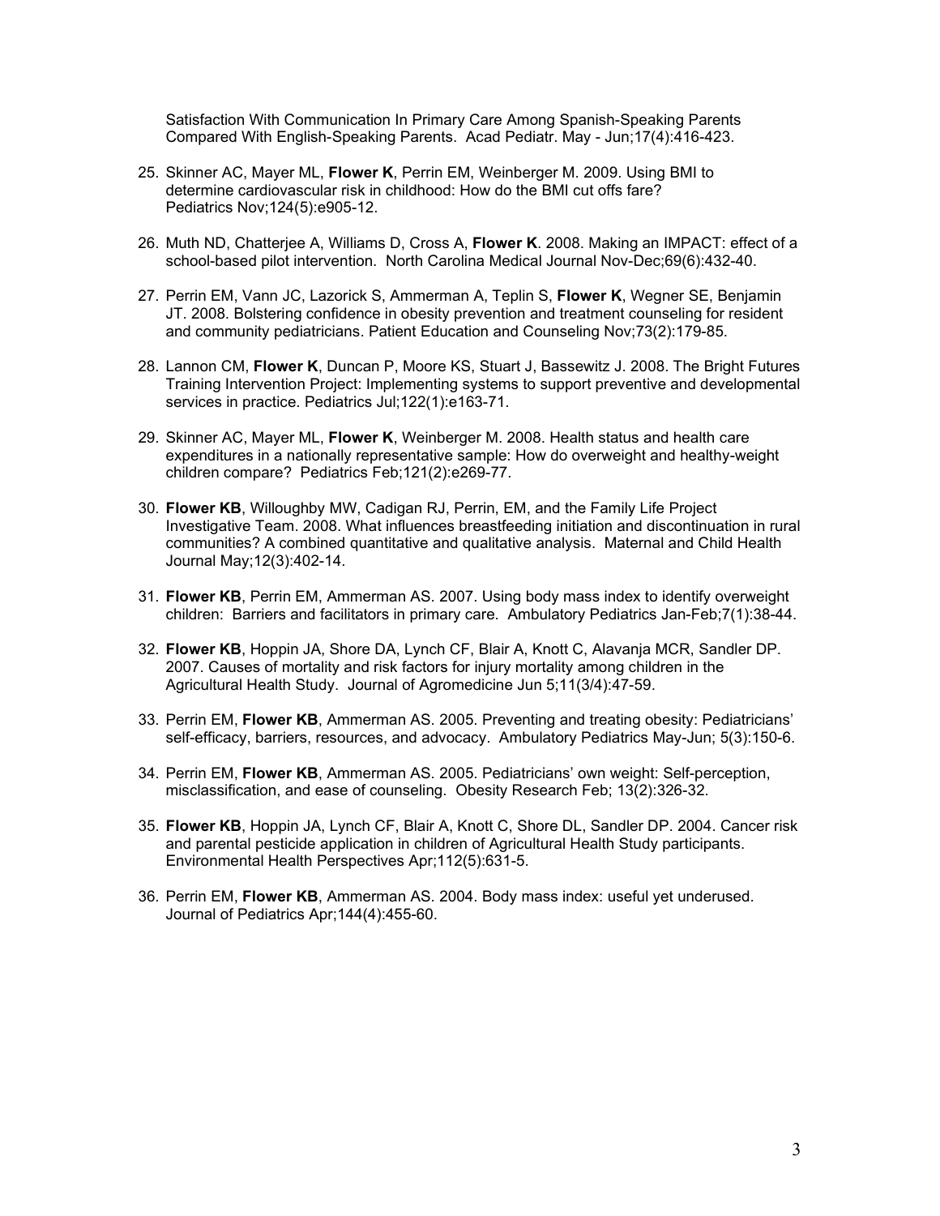Satisfaction With Communication In Primary Care Among Spanish-Speaking Parents Compared With English-Speaking Parents. Acad Pediatr. May - Jun;17(4):416-423.

25. Skinner AC, Mayer ML, **Flower K**, Perrin EM, Weinberger M. 2009. Using BMI to determine cardiovascular risk in childhood: How do the BMI cut offs fare? Pediatrics Nov;124(5):e905-12.

26. Muth ND, Chatterjee A, Williams D, Cross A, **Flower K**. 2008. Making an IMPACT: effect of a school-based pilot intervention. North Carolina Medical Journal Nov-Dec;69(6):432-40.

27. Perrin EM, Vann JC, Lazorick S, Ammerman A, Teplin S, **Flower K**, Wegner SE, Benjamin JT. 2008. Bolstering confidence in obesity prevention and treatment counseling for resident and community pediatricians. Patient Education and Counseling Nov;73(2):179-85.

28. Lannon CM, **Flower K**, Duncan P, Moore KS, Stuart J, Bassewitz J. 2008. The Bright Futures Training Intervention Project: Implementing systems to support preventive and developmental services in practice. Pediatrics Jul;122(1):e163-71.

29. Skinner AC, Mayer ML, **Flower K**, Weinberger M. 2008. Health status and health care expenditures in a nationally representative sample: How do overweight and healthy-weight children compare? Pediatrics Feb;121(2):e269-77.

30. **Flower KB**, Willoughby MW, Cadigan RJ, Perrin, EM, and the Family Life Project Investigative Team. 2008. What influences breastfeeding initiation and discontinuation in rural communities? A combined quantitative and qualitative analysis. Maternal and Child Health Journal May;12(3):402-14.

31. **Flower KB**, Perrin EM, Ammerman AS. 2007. Using body mass index to identify overweight children: Barriers and facilitators in primary care. Ambulatory Pediatrics Jan-Feb;7(1):38-44.

32. **Flower KB**, Hoppin JA, Shore DA, Lynch CF, Blair A, Knott C, Alavanja MCR, Sandler DP. 2007. Causes of mortality and risk factors for injury mortality among children in the Agricultural Health Study. Journal of Agromedicine Jun 5;11(3/4):47-59.

33. Perrin EM, **Flower KB**, Ammerman AS. 2005. Preventing and treating obesity: Pediatricians' self-efficacy, barriers, resources, and advocacy. Ambulatory Pediatrics May-Jun; 5(3):150-6.

34. Perrin EM, **Flower KB**, Ammerman AS. 2005. Pediatricians' own weight: Self-perception, misclassification, and ease of counseling. Obesity Research Feb; 13(2):326-32.

35. **Flower KB**, Hoppin JA, Lynch CF, Blair A, Knott C, Shore DL, Sandler DP. 2004. Cancer risk and parental pesticide application in children of Agricultural Health Study participants. Environmental Health Perspectives Apr;112(5):631-5.

36. Perrin EM, **Flower KB**, Ammerman AS. 2004. Body mass index: useful yet underused. Journal of Pediatrics Apr;144(4):455-60.